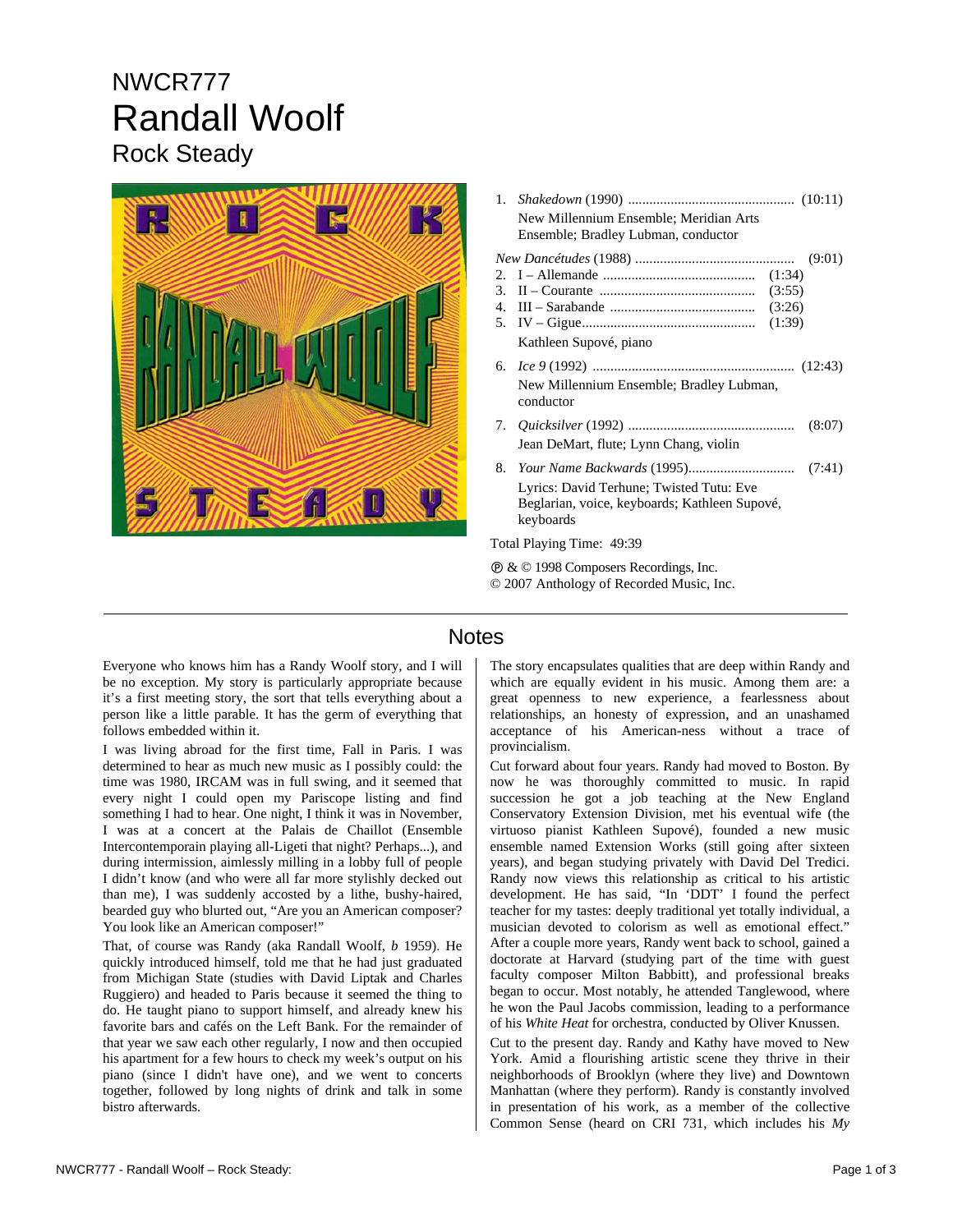NWCR777

# Randall Woolf

## Rock Steady

1. *Shakedown* (1990) .............................................. (10:11)
   New Millennium Ensemble; Meridian Arts Ensemble; Bradley Lubman, conductor

*New Dancétudes* (1988) ............................................ (9:01)

2. I – Allemande .......................................... (1:34)
3. II – Courante ........................................... (3:55)
4. III – Sarabande ........................................ (3:26)
5. IV – Gigue................................................ (1:39)

   Kathleen Supové, piano

6. *Ice 9* (1992) ........................................................ (12:43)
   New Millennium Ensemble; Bradley Lubman, conductor
7. *Quicksilver* (1992) .............................................. (8:07)
   Jean DeMart, flute; Lynn Chang, violin
8. *Your Name Backwards* (1995)............................. (7:41)
   Lyrics: David Terhune; Twisted Tutu: Eve Beglarian, voice, keyboards; Kathleen Supové, keyboards

Total Playing Time: 49:39

℗ & © 1998 Composers Recordings, Inc.
© 2007 Anthology of Recorded Music, Inc.

## Notes

Everyone who knows him has a Randy Woolf story, and I will be no exception. My story is particularly appropriate because it's a first meeting story, the sort that tells everything about a person like a little parable. It has the germ of everything that follows embedded within it.

I was living abroad for the first time, Fall in Paris. I was determined to hear as much new music as I possibly could: the time was 1980, IRCAM was in full swing, and it seemed that every night I could open my Pariscope listing and find something I had to hear. One night, I think it was in November, I was at a concert at the Palais de Chaillot (Ensemble Intercontemporain playing all-Ligeti that night? Perhaps...), and during intermission, aimlessly milling in a lobby full of people I didn't know (and who were all far more stylishly decked out than me), I was suddenly accosted by a lithe, bushy-haired, bearded guy who blurted out, "Are you an American composer? You look like an American composer!"

That, of course was Randy (aka Randall Woolf, *b* 1959). He quickly introduced himself, told me that he had just graduated from Michigan State (studies with David Liptak and Charles Ruggiero) and headed to Paris because it seemed the thing to do. He taught piano to support himself, and already knew his favorite bars and cafés on the Left Bank. For the remainder of that year we saw each other regularly, I now and then occupied his apartment for a few hours to check my week's output on his piano (since I didn't have one), and we went to concerts together, followed by long nights of drink and talk in some bistro afterwards.

The story encapsulates qualities that are deep within Randy and which are equally evident in his music. Among them are: a great openness to new experience, a fearlessness about relationships, an honesty of expression, and an unashamed acceptance of his American-ness without a trace of provincialism.

Cut forward about four years. Randy had moved to Boston. By now he was thoroughly committed to music. In rapid succession he got a job teaching at the New England Conservatory Extension Division, met his eventual wife (the virtuoso pianist Kathleen Supové), founded a new music ensemble named Extension Works (still going after sixteen years), and began studying privately with David Del Tredici. Randy now views this relationship as critical to his artistic development. He has said, "In 'DDT' I found the perfect teacher for my tastes: deeply traditional yet totally individual, a musician devoted to colorism as well as emotional effect." After a couple more years, Randy went back to school, gained a doctorate at Harvard (studying part of the time with guest faculty composer Milton Babbitt), and professional breaks began to occur. Most notably, he attended Tanglewood, where he won the Paul Jacobs commission, leading to a performance of his *White Heat* for orchestra, conducted by Oliver Knussen.

Cut to the present day. Randy and Kathy have moved to New York. Amid a flourishing artistic scene they thrive in their neighborhoods of Brooklyn (where they live) and Downtown Manhattan (where they perform). Randy is constantly involved in presentation of his work, as a member of the collective Common Sense (heard on CRI 731, which includes his *My*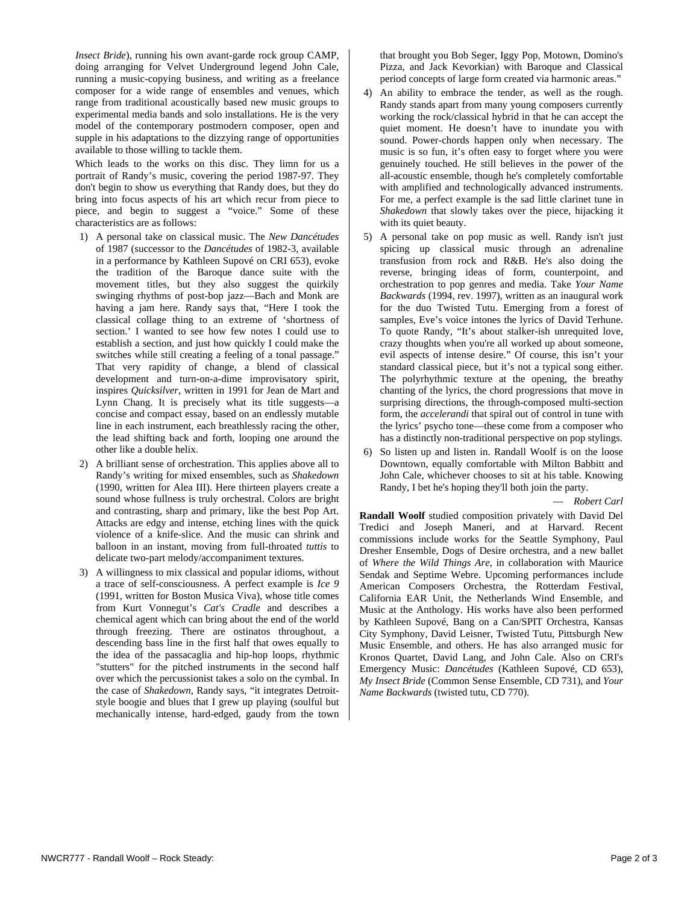*Insect Bride*), running his own avant-garde rock group CAMP, doing arranging for Velvet Underground legend John Cale, running a music-copying business, and writing as a freelance composer for a wide range of ensembles and venues, which range from traditional acoustically based new music groups to experimental media bands and solo installations. He is the very model of the contemporary postmodern composer, open and supple in his adaptations to the dizzying range of opportunities available to those willing to tackle them.

Which leads to the works on this disc. They limn for us a portrait of Randy's music, covering the period 1987-97. They don't begin to show us everything that Randy does, but they do bring into focus aspects of his art which recur from piece to piece, and begin to suggest a "voice." Some of these characteristics are as follows:

1) A personal take on classical music. The *New Dancétudes* of 1987 (successor to the *Dancétudes* of 1982-3, available in a performance by Kathleen Supové on CRI 653), evoke the tradition of the Baroque dance suite with the movement titles, but they also suggest the quirkily swinging rhythms of post-bop jazz—Bach and Monk are having a jam here. Randy says that, "Here I took the classical collage thing to an extreme of 'shortness of section.' I wanted to see how few notes I could use to establish a section, and just how quickly I could make the switches while still creating a feeling of a tonal passage." That very rapidity of change, a blend of classical development and turn-on-a-dime improvisatory spirit, inspires *Quicksilver*, written in 1991 for Jean de Mart and Lynn Chang. It is precisely what its title suggests—a concise and compact essay, based on an endlessly mutable line in each instrument, each breathlessly racing the other, the lead shifting back and forth, looping one around the other like a double helix.

2) A brilliant sense of orchestration. This applies above all to Randy's writing for mixed ensembles, such as *Shakedown* (1990, written for Alea III). Here thirteen players create a sound whose fullness is truly orchestral. Colors are bright and contrasting, sharp and primary, like the best Pop Art. Attacks are edgy and intense, etching lines with the quick violence of a knife-slice. And the music can shrink and balloon in an instant, moving from full-throated *tuttis* to delicate two-part melody/accompaniment textures.

3) A willingness to mix classical and popular idioms, without a trace of self-consciousness. A perfect example is *Ice 9* (1991, written for Boston Musica Viva), whose title comes from Kurt Vonnegut's *Cat's Cradle* and describes a chemical agent which can bring about the end of the world through freezing. There are ostinatos throughout, a descending bass line in the first half that owes equally to the idea of the passacaglia and hip-hop loops, rhythmic "stutters" for the pitched instruments in the second half over which the percussionist takes a solo on the cymbal. In the case of *Shakedown*, Randy says, "it integrates Detroit-style boogie and blues that I grew up playing (soulful but mechanically intense, hard-edged, gaudy from the town that brought you Bob Seger, Iggy Pop, Motown, Domino's Pizza, and Jack Kevorkian) with Baroque and Classical period concepts of large form created via harmonic areas."

4) An ability to embrace the tender, as well as the rough. Randy stands apart from many young composers currently working the rock/classical hybrid in that he can accept the quiet moment. He doesn't have to inundate you with sound. Power-chords happen only when necessary. The music is so fun, it's often easy to forget where you were genuinely touched. He still believes in the power of the all-acoustic ensemble, though he's completely comfortable with amplified and technologically advanced instruments. For me, a perfect example is the sad little clarinet tune in *Shakedown* that slowly takes over the piece, hijacking it with its quiet beauty.

5) A personal take on pop music as well. Randy isn't just spicing up classical music through an adrenaline transfusion from rock and R&B. He's also doing the reverse, bringing ideas of form, counterpoint, and orchestration to pop genres and media. Take *Your Name Backwards* (1994, rev. 1997), written as an inaugural work for the duo Twisted Tutu. Emerging from a forest of samples, Eve's voice intones the lyrics of David Terhune. To quote Randy, "It's about stalker-ish unrequited love, crazy thoughts when you're all worked up about someone, evil aspects of intense desire." Of course, this isn't your standard classical piece, but it's not a typical song either. The polyrhythmic texture at the opening, the breathy chanting of the lyrics, the chord progressions that move in surprising directions, the through-composed multi-section form, the *accelerandi* that spiral out of control in tune with the lyrics' psycho tone—these come from a composer who has a distinctly non-traditional perspective on pop stylings.

6) So listen up and listen in. Randall Woolf is on the loose Downtown, equally comfortable with Milton Babbitt and John Cale, whichever chooses to sit at his table. Knowing Randy, I bet he's hoping they'll both join the party.

— *Robert Carl*

**Randall Woolf** studied composition privately with David Del Tredici and Joseph Maneri, and at Harvard. Recent commissions include works for the Seattle Symphony, Paul Dresher Ensemble, Dogs of Desire orchestra, and a new ballet of *Where the Wild Things Are*, in collaboration with Maurice Sendak and Septime Webre. Upcoming performances include American Composers Orchestra, the Rotterdam Festival, California EAR Unit, the Netherlands Wind Ensemble, and Music at the Anthology. His works have also been performed by Kathleen Supové, Bang on a Can/SPIT Orchestra, Kansas City Symphony, David Leisner, Twisted Tutu, Pittsburgh New Music Ensemble, and others. He has also arranged music for Kronos Quartet, David Lang, and John Cale. Also on CRI's Emergency Music: *Dancétudes* (Kathleen Supové, CD 653), *My Insect Bride* (Common Sense Ensemble, CD 731), and *Your Name Backwards* (twisted tutu, CD 770).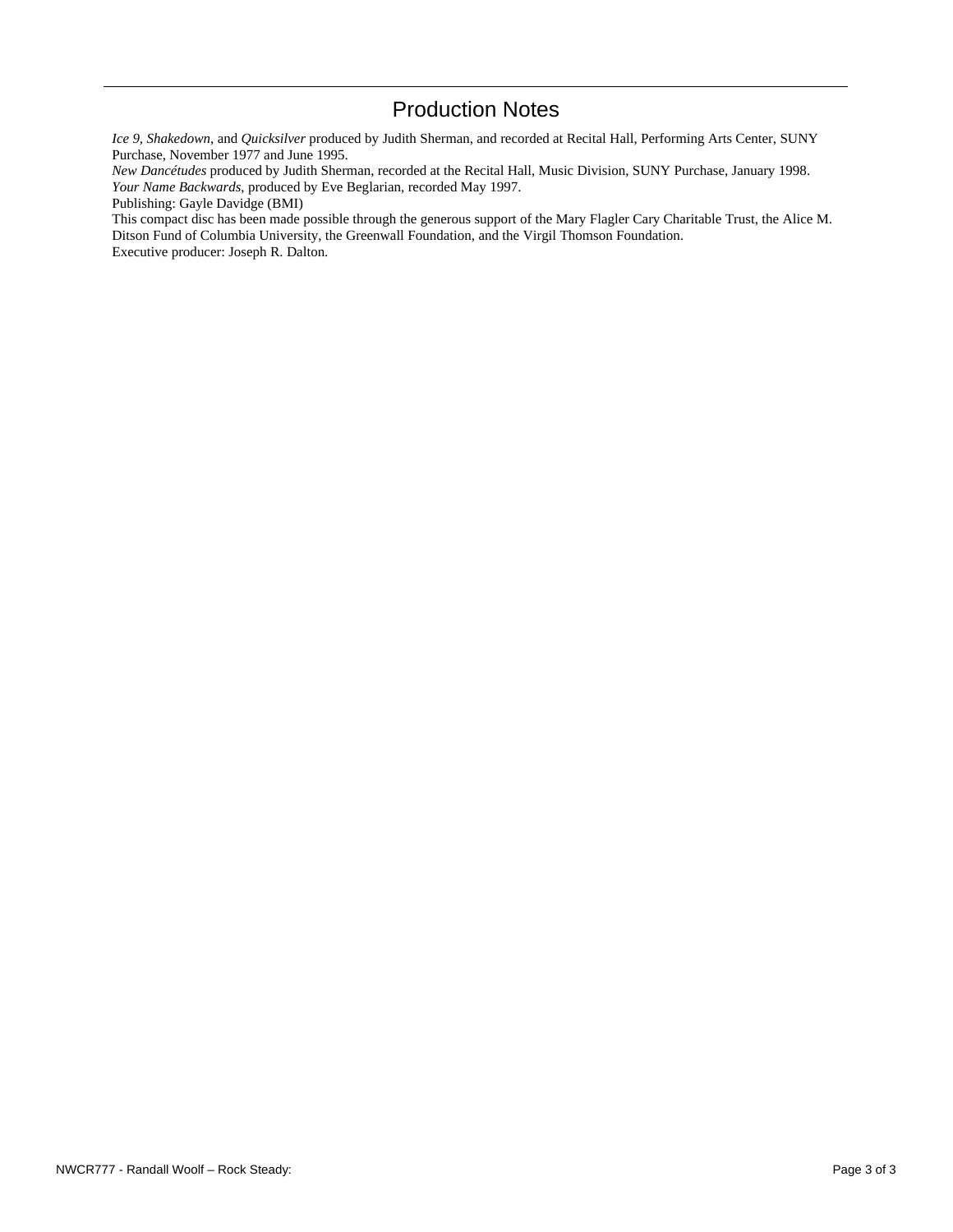## Production Notes

*Ice 9*, *Shakedown*, and *Quicksilver* produced by Judith Sherman, and recorded at Recital Hall, Performing Arts Center, SUNY Purchase, November 1977 and June 1995.

*New Dancétudes* produced by Judith Sherman, recorded at the Recital Hall, Music Division, SUNY Purchase, January 1998.

*Your Name Backwards*, produced by Eve Beglarian, recorded May 1997.

Publishing: Gayle Davidge (BMI)

This compact disc has been made possible through the generous support of the Mary Flagler Cary Charitable Trust, the Alice M. Ditson Fund of Columbia University, the Greenwall Foundation, and the Virgil Thomson Foundation.

Executive producer: Joseph R. Dalton.